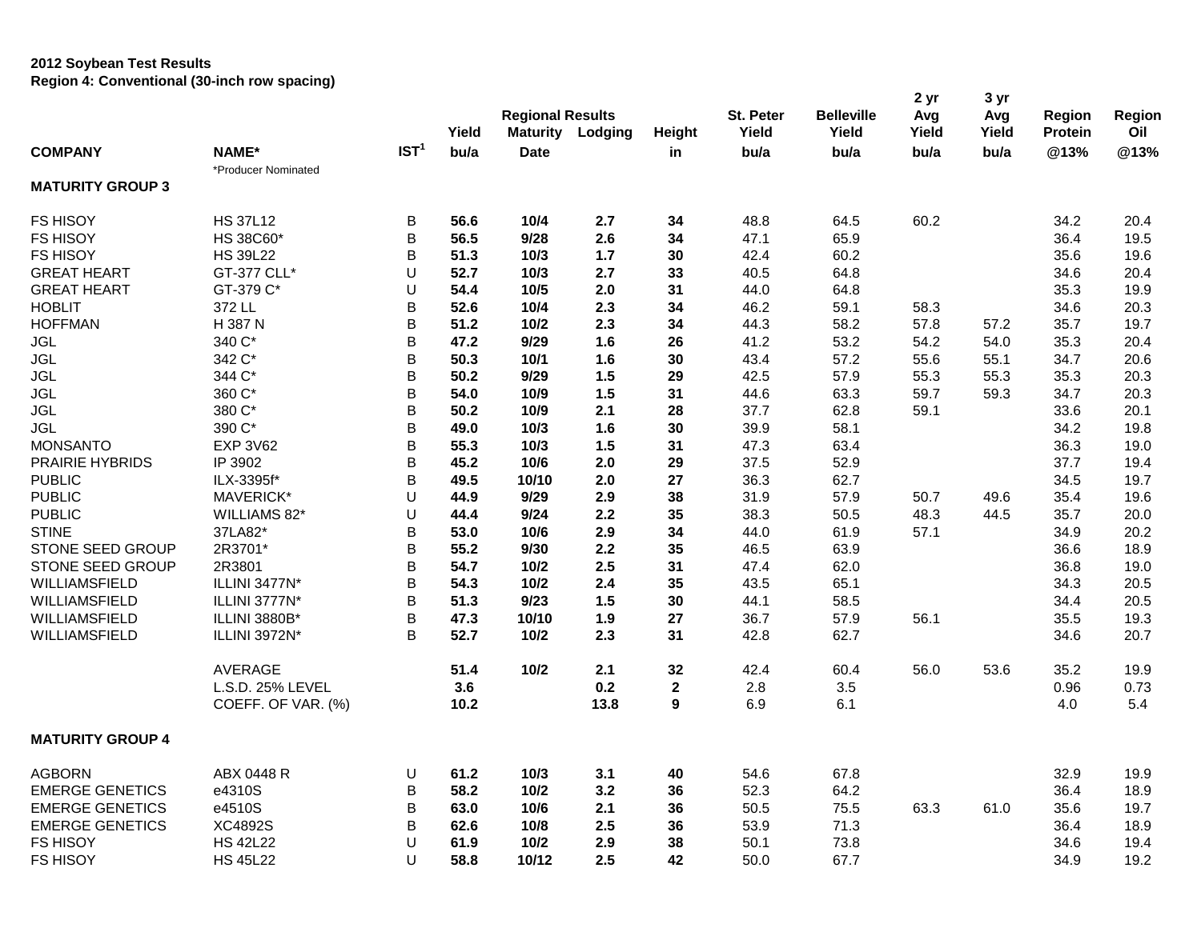**2012 Soybean Test Results**
**Region 4: Conventional (30-inch row spacing)**

| COMPANY | NAME* | IST[1] | Yield bu/a | Regional Results Maturity Date | Lodging | Height in | St. Peter Yield bu/a | Belleville Yield bu/a | 2 yr Avg Yield bu/a | 3 yr Avg Yield bu/a | Region Protein @13% | Region Oil @13% |
|---|---|---|---|---|---|---|---|---|---|---|---|---|
| | *Producer Nominated | | | | | | | | | | | |
| **MATURITY GROUP 3** | | | | | | | | | | | | |
| FS HISOY | HS 37L12 | B | **56.6** | **10/4** | **2.7** | **34** | 48.8 | 64.5 | 60.2 | | 34.2 | 20.4 |
| FS HISOY | HS 38C60* | B | **56.5** | **9/28** | **2.6** | **34** | 47.1 | 65.9 | | | 36.4 | 19.5 |
| FS HISOY | HS 39L22 | B | **51.3** | **10/3** | **1.7** | **30** | 42.4 | 60.2 | | | 35.6 | 19.6 |
| GREAT HEART | GT-377 CLL* | U | **52.7** | **10/3** | **2.7** | **33** | 40.5 | 64.8 | | | 34.6 | 20.4 |
| GREAT HEART | GT-379 C* | U | **54.4** | **10/5** | **2.0** | **31** | 44.0 | 64.8 | | | 35.3 | 19.9 |
| HOBLIT | 372 LL | B | **52.6** | **10/4** | **2.3** | **34** | 46.2 | 59.1 | 58.3 | | 34.6 | 20.3 |
| HOFFMAN | H 387 N | B | **51.2** | **10/2** | **2.3** | **34** | 44.3 | 58.2 | 57.8 | 57.2 | 35.7 | 19.7 |
| JGL | 340 C* | B | **47.2** | **9/29** | **1.6** | **26** | 41.2 | 53.2 | 54.2 | 54.0 | 35.3 | 20.4 |
| JGL | 342 C* | B | **50.3** | **10/1** | **1.6** | **30** | 43.4 | 57.2 | 55.6 | 55.1 | 34.7 | 20.6 |
| JGL | 344 C* | B | **50.2** | **9/29** | **1.5** | **29** | 42.5 | 57.9 | 55.3 | 55.3 | 35.3 | 20.3 |
| JGL | 360 C* | B | **54.0** | **10/9** | **1.5** | **31** | 44.6 | 63.3 | 59.7 | 59.3 | 34.7 | 20.3 |
| JGL | 380 C* | B | **50.2** | **10/9** | **2.1** | **28** | 37.7 | 62.8 | 59.1 | | 33.6 | 20.1 |
| JGL | 390 C* | B | **49.0** | **10/3** | **1.6** | **30** | 39.9 | 58.1 | | | 34.2 | 19.8 |
| MONSANTO | EXP 3V62 | B | **55.3** | **10/3** | **1.5** | **31** | 47.3 | 63.4 | | | 36.3 | 19.0 |
| PRAIRIE HYBRIDS | IP 3902 | B | **45.2** | **10/6** | **2.0** | **29** | 37.5 | 52.9 | | | 37.7 | 19.4 |
| PUBLIC | ILX-3395f* | B | **49.5** | **10/10** | **2.0** | **27** | 36.3 | 62.7 | | | 34.5 | 19.7 |
| PUBLIC | MAVERICK* | U | **44.9** | **9/29** | **2.9** | **38** | 31.9 | 57.9 | 50.7 | 49.6 | 35.4 | 19.6 |
| PUBLIC | WILLIAMS 82* | U | **44.4** | **9/24** | **2.2** | **35** | 38.3 | 50.5 | 48.3 | 44.5 | 35.7 | 20.0 |
| STINE | 37LA82* | B | **53.0** | **10/6** | **2.9** | **34** | 44.0 | 61.9 | 57.1 | | 34.9 | 20.2 |
| STONE SEED GROUP | 2R3701* | B | **55.2** | **9/30** | **2.2** | **35** | 46.5 | 63.9 | | | 36.6 | 18.9 |
| STONE SEED GROUP | 2R3801 | B | **54.7** | **10/2** | **2.5** | **31** | 47.4 | 62.0 | | | 36.8 | 19.0 |
| WILLIAMSFIELD | ILLINI 3477N* | B | **54.3** | **10/2** | **2.4** | **35** | 43.5 | 65.1 | | | 34.3 | 20.5 |
| WILLIAMSFIELD | ILLINI 3777N* | B | **51.3** | **9/23** | **1.5** | **30** | 44.1 | 58.5 | | | 34.4 | 20.5 |
| WILLIAMSFIELD | ILLINI 3880B* | B | **47.3** | **10/10** | **1.9** | **27** | 36.7 | 57.9 | 56.1 | | 35.5 | 19.3 |
| WILLIAMSFIELD | ILLINI 3972N* | B | **52.7** | **10/2** | **2.3** | **31** | 42.8 | 62.7 | | | 34.6 | 20.7 |
| | AVERAGE | | **51.4** | **10/2** | **2.1** | **32** | 42.4 | 60.4 | 56.0 | 53.6 | 35.2 | 19.9 |
| | L.S.D. 25% LEVEL | | **3.6** | | **0.2** | **2** | 2.8 | 3.5 | | | 0.96 | 0.73 |
| | COEFF. OF VAR. (%) | | **10.2** | | **13.8** | **9** | 6.9 | 6.1 | | | 4.0 | 5.4 |
| **MATURITY GROUP 4** | | | | | | | | | | | | |
| AGBORN | ABX 0448 R | U | **61.2** | **10/3** | **3.1** | **40** | 54.6 | 67.8 | | | 32.9 | 19.9 |
| EMERGE GENETICS | e4310S | B | **58.2** | **10/2** | **3.2** | **36** | 52.3 | 64.2 | | | 36.4 | 18.9 |
| EMERGE GENETICS | e4510S | B | **63.0** | **10/6** | **2.1** | **36** | 50.5 | 75.5 | 63.3 | 61.0 | 35.6 | 19.7 |
| EMERGE GENETICS | XC4892S | B | **62.6** | **10/8** | **2.5** | **36** | 53.9 | 71.3 | | | 36.4 | 18.9 |
| FS HISOY | HS 42L22 | U | **61.9** | **10/2** | **2.9** | **38** | 50.1 | 73.8 | | | 34.6 | 19.4 |
| FS HISOY | HS 45L22 | U | **58.8** | **10/12** | **2.5** | **42** | 50.0 | 67.7 | | | 34.9 | 19.2 |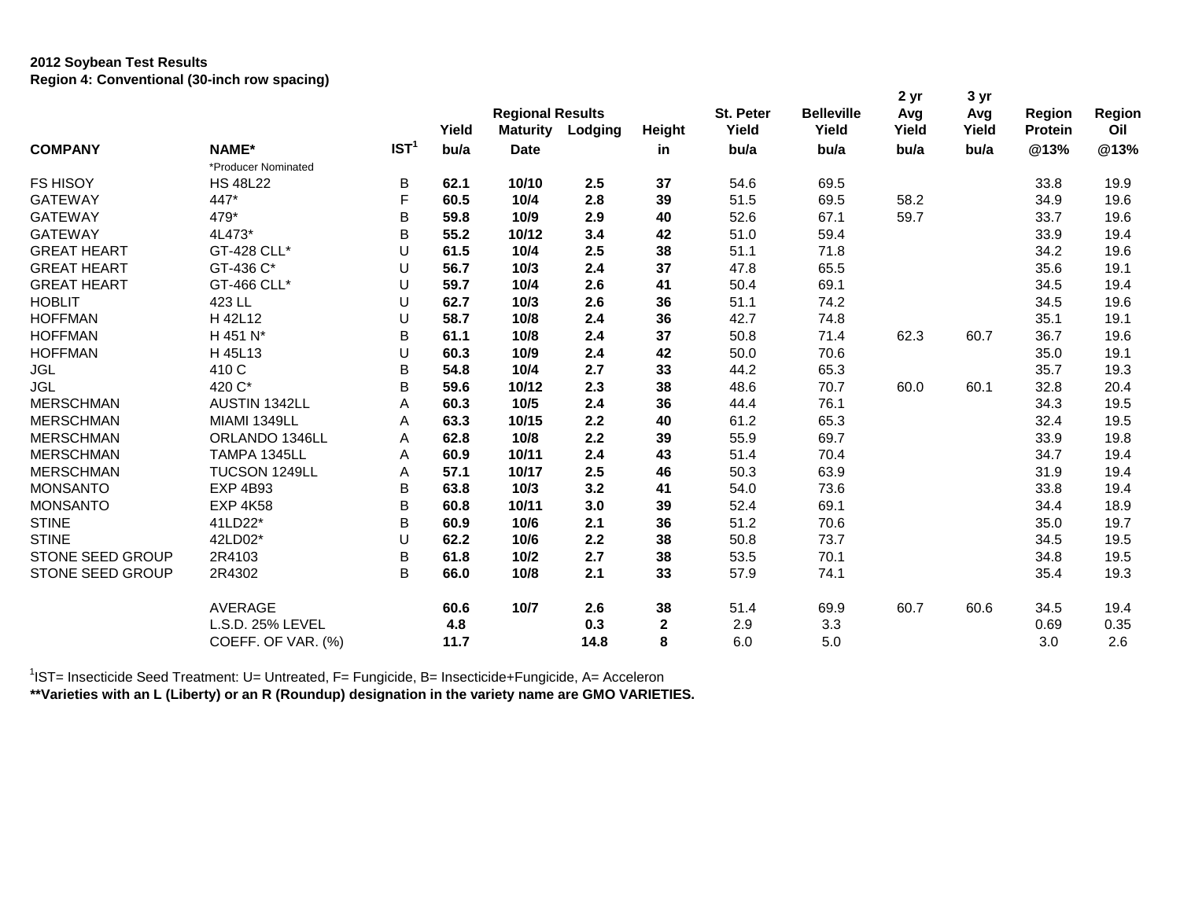**2012 Soybean Test Results**
**Region 4: Conventional (30-inch row spacing)**

| COMPANY | NAME* | IST[1] | Yield bu/a | Regional Results Maturity Date | Lodging | Height in | St. Peter Yield bu/a | Belleville Yield bu/a | 2 yr Avg Yield bu/a | 3 yr Avg Yield bu/a | Region Protein @13% | Region Oil @13% |
|---|---|---|---|---|---|---|---|---|---|---|---|---|
| | *Producer Nominated | | | | | | | | | | | |
| FS HISOY | HS 48L22 | B | **62.1** | **10/10** | **2.5** | **37** | 54.6 | 69.5 | | | 33.8 | 19.9 |
| GATEWAY | 447* | F | **60.5** | **10/4** | **2.8** | **39** | 51.5 | 69.5 | 58.2 | | 34.9 | 19.6 |
| GATEWAY | 479* | B | **59.8** | **10/9** | **2.9** | **40** | 52.6 | 67.1 | 59.7 | | 33.7 | 19.6 |
| GATEWAY | 4L473* | B | **55.2** | **10/12** | **3.4** | **42** | 51.0 | 59.4 | | | 33.9 | 19.4 |
| GREAT HEART | GT-428 CLL* | U | **61.5** | **10/4** | **2.5** | **38** | 51.1 | 71.8 | | | 34.2 | 19.6 |
| GREAT HEART | GT-436 C* | U | **56.7** | **10/3** | **2.4** | **37** | 47.8 | 65.5 | | | 35.6 | 19.1 |
| GREAT HEART | GT-466 CLL* | U | **59.7** | **10/4** | **2.6** | **41** | 50.4 | 69.1 | | | 34.5 | 19.4 |
| HOBLIT | 423 LL | U | **62.7** | **10/3** | **2.6** | **36** | 51.1 | 74.2 | | | 34.5 | 19.6 |
| HOFFMAN | H 42L12 | U | **58.7** | **10/8** | **2.4** | **36** | 42.7 | 74.8 | | | 35.1 | 19.1 |
| HOFFMAN | H 451 N* | B | **61.1** | **10/8** | **2.4** | **37** | 50.8 | 71.4 | 62.3 | 60.7 | 36.7 | 19.6 |
| HOFFMAN | H 45L13 | U | **60.3** | **10/9** | **2.4** | **42** | 50.0 | 70.6 | | | 35.0 | 19.1 |
| JGL | 410 C | B | **54.8** | **10/4** | **2.7** | **33** | 44.2 | 65.3 | | | 35.7 | 19.3 |
| JGL | 420 C* | B | **59.6** | **10/12** | **2.3** | **38** | 48.6 | 70.7 | 60.0 | 60.1 | 32.8 | 20.4 |
| MERSCHMAN | AUSTIN 1342LL | A | **60.3** | **10/5** | **2.4** | **36** | 44.4 | 76.1 | | | 34.3 | 19.5 |
| MERSCHMAN | MIAMI 1349LL | A | **63.3** | **10/15** | **2.2** | **40** | 61.2 | 65.3 | | | 32.4 | 19.5 |
| MERSCHMAN | ORLANDO 1346LL | A | **62.8** | **10/8** | **2.2** | **39** | 55.9 | 69.7 | | | 33.9 | 19.8 |
| MERSCHMAN | TAMPA 1345LL | A | **60.9** | **10/11** | **2.4** | **43** | 51.4 | 70.4 | | | 34.7 | 19.4 |
| MERSCHMAN | TUCSON 1249LL | A | **57.1** | **10/17** | **2.5** | **46** | 50.3 | 63.9 | | | 31.9 | 19.4 |
| MONSANTO | EXP 4B93 | B | **63.8** | **10/3** | **3.2** | **41** | 54.0 | 73.6 | | | 33.8 | 19.4 |
| MONSANTO | EXP 4K58 | B | **60.8** | **10/11** | **3.0** | **39** | 52.4 | 69.1 | | | 34.4 | 18.9 |
| STINE | 41LD22* | B | **60.9** | **10/6** | **2.1** | **36** | 51.2 | 70.6 | | | 35.0 | 19.7 |
| STINE | 42LD02* | U | **62.2** | **10/6** | **2.2** | **38** | 50.8 | 73.7 | | | 34.5 | 19.5 |
| STONE SEED GROUP | 2R4103 | B | **61.8** | **10/2** | **2.7** | **38** | 53.5 | 70.1 | | | 34.8 | 19.5 |
| STONE SEED GROUP | 2R4302 | B | **66.0** | **10/8** | **2.1** | **33** | 57.9 | 74.1 | | | 35.4 | 19.3 |
| | AVERAGE | | **60.6** | **10/7** | **2.6** | **38** | 51.4 | 69.9 | 60.7 | 60.6 | 34.5 | 19.4 |
| | L.S.D. 25% LEVEL | | **4.8** | | **0.3** | **2** | 2.9 | 3.3 | | | 0.69 | 0.35 |
| | COEFF. OF VAR. (%) | | **11.7** | | **14.8** | **8** | 6.0 | 5.0 | | | 3.0 | 2.6 |

[1]IST= Insecticide Seed Treatment: U= Untreated, F= Fungicide, B= Insecticide+Fungicide, A= Acceleron

**\*\*Varieties with an L (Liberty) or an R (Roundup) designation in the variety name are GMO VARIETIES.**